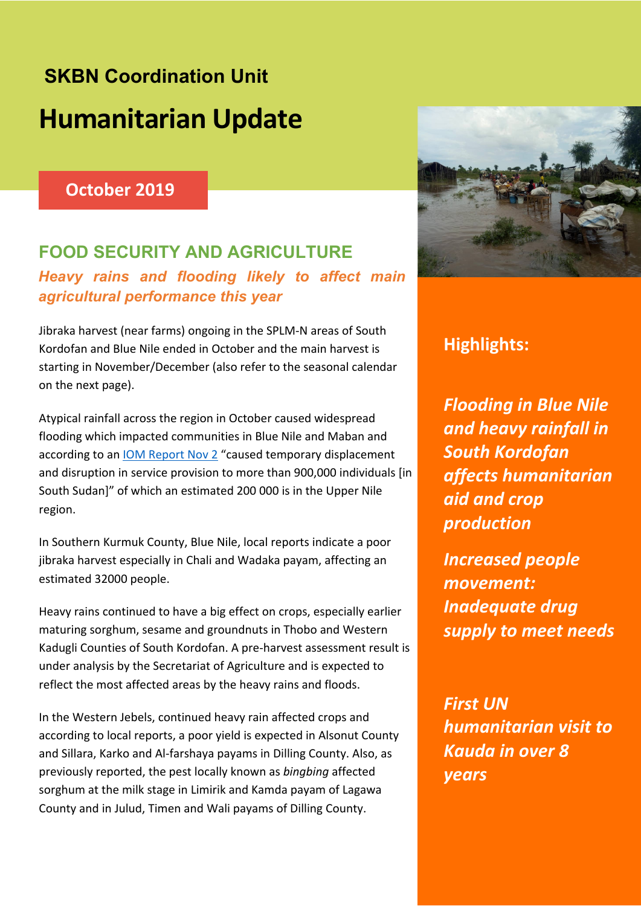**SKBN Coordination Unit**

# Humanitarian Update

**October 2019**

## FOOD SECURITY AND AGRICULTURE

### *Heavy rains and flooding likely to affect main agricultural performance this year*

Jibraka harvest (near farms) ongoing in the SPLM-N areas of South Kordofan and Blue Nile ended in October and the main harvest is starting in November/December (also refer to the seasonal calendar on the next page).

Atypical rainfall across the region in October caused widespread flooding which impacted communities in Blue Nile and Maban and according to an IOM Report Nov 2 "caused temporary displacement and disruption in service provision to more than 900,000 individuals [in South Sudan]" of which an estimated 200 000 is in the Upper Nile region.

In Southern Kurmuk County, Blue Nile, local reports indicate a poor jibraka harvest especially in Chali and Wadaka payam, affecting an estimated 32000 people.

Heavy rains continued to have a big effect on crops, especially earlier maturing sorghum, sesame and groundnuts in Thobo and Western Kadugli Counties of South Kordofan. A pre-harvest assessment result is under analysis by the Secretariat of Agriculture and is expected to reflect the most affected areas by the heavy rains and floods.

In the Western Jebels, continued heavy rain affected crops and according to local reports, a poor yield is expected in Alsonut County and Sillara, Karko and Al-farshaya payams in Dilling County. Also, as previously reported, the pest locally known as *bingbing* affected sorghum at the milk stage in Limirik and Kamda payam of Lagawa County and in Julud, Timen and Wali payams of Dilling County.

## Highlights:

***Flooding in Blue Nile and heavy rainfall in South Kordofan affects humanitarian aid and crop production***

***Increased people movement: Inadequate drug supply to meet needs***

***First UN humanitarian visit to Kauda in over 8 years***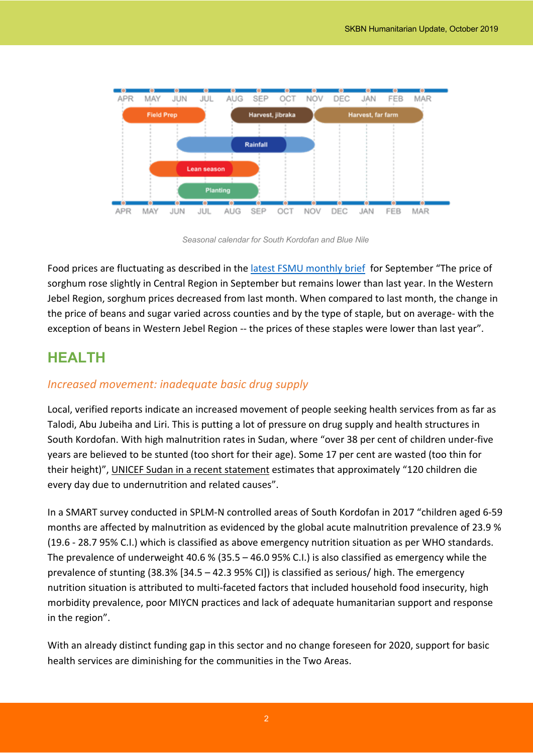Seasonal calendar for South Kordofan and Blue Nile

Food prices are fluctuating as described in the latest FSMU monthly brief for September "The price of sorghum rose slightly in Central Region in September but remains lower than last year. In the Western Jebel Region, sorghum prices decreased from last month. When compared to last month, the change in the price of beans and sugar varied across counties and by the type of staple, but on average- with the exception of beans in Western Jebel Region -- the prices of these staples were lower than last year".

## HEALTH

### *Increased movement: inadequate basic drug supply*

Local, verified reports indicate an increased movement of people seeking health services from as far as Talodi, Abu Jubeiha and Liri. This is putting a lot of pressure on drug supply and health structures in South Kordofan. With high malnutrition rates in Sudan, where "over 38 per cent of children under-five years are believed to be stunted (too short for their age). Some 17 per cent are wasted (too thin for their height)", UNICEF Sudan in a recent statement estimates that approximately "120 children die every day due to undernutrition and related causes".

In a SMART survey conducted in SPLM-N controlled areas of South Kordofan in 2017 "children aged 6-59 months are affected by malnutrition as evidenced by the global acute malnutrition prevalence of 23.9 % (19.6 - 28.7 95% C.I.) which is classified as above emergency nutrition situation as per WHO standards. The prevalence of underweight 40.6 % (35.5 – 46.0 95% C.I.) is also classified as emergency while the prevalence of stunting (38.3% [34.5 – 42.3 95% CI]) is classified as serious/ high. The emergency nutrition situation is attributed to multi-faceted factors that included household food insecurity, high morbidity prevalence, poor MIYCN practices and lack of adequate humanitarian support and response in the region".

With an already distinct funding gap in this sector and no change foreseen for 2020, support for basic health services are diminishing for the communities in the Two Areas.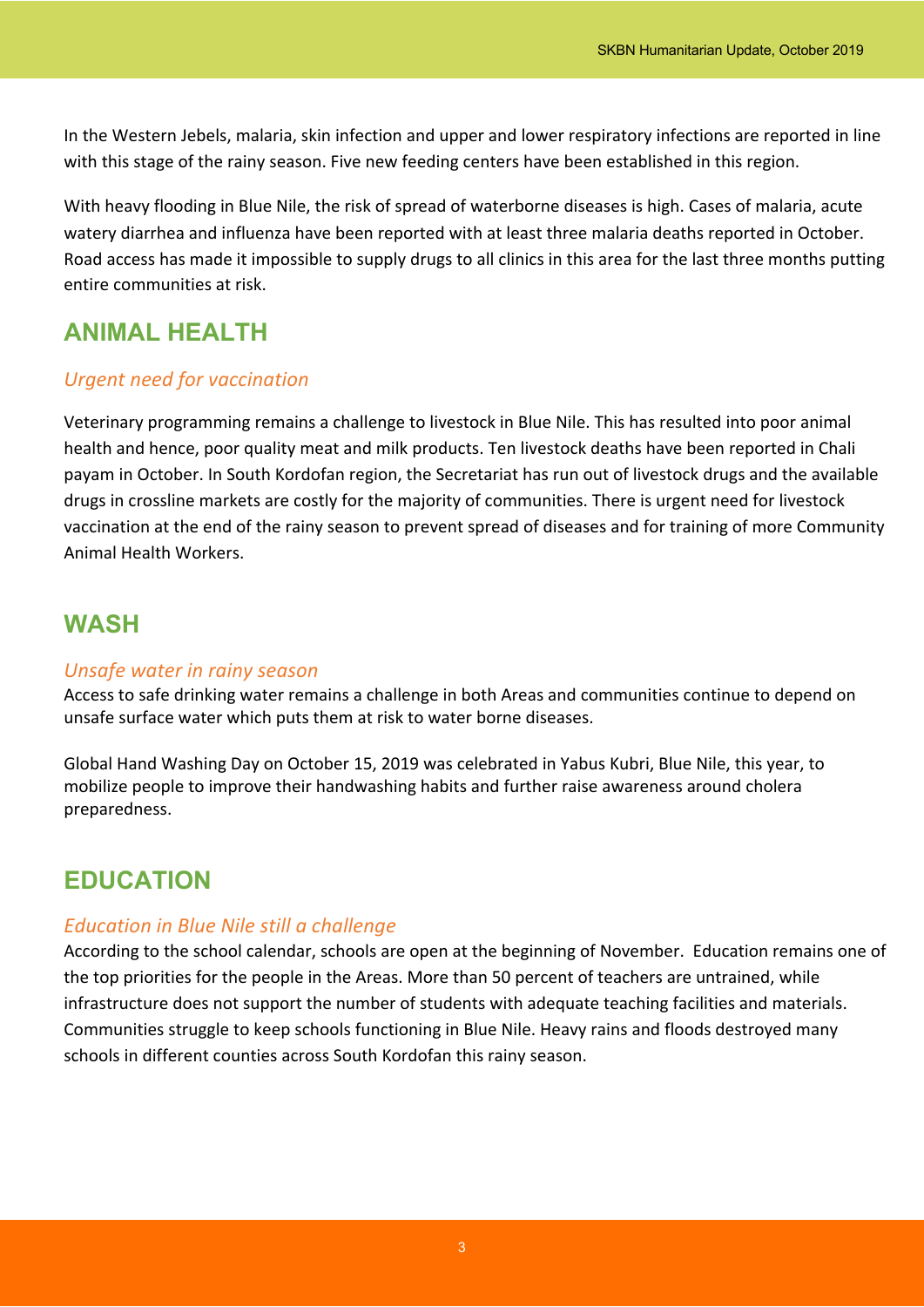In the Western Jebels, malaria, skin infection and upper and lower respiratory infections are reported in line with this stage of the rainy season. Five new feeding centers have been established in this region.

With heavy flooding in Blue Nile, the risk of spread of waterborne diseases is high. Cases of malaria, acute watery diarrhea and influenza have been reported with at least three malaria deaths reported in October. Road access has made it impossible to supply drugs to all clinics in this area for the last three months putting entire communities at risk.

## ANIMAL HEALTH

### *Urgent need for vaccination*

Veterinary programming remains a challenge to livestock in Blue Nile. This has resulted into poor animal health and hence, poor quality meat and milk products. Ten livestock deaths have been reported in Chali payam in October. In South Kordofan region, the Secretariat has run out of livestock drugs and the available drugs in crossline markets are costly for the majority of communities. There is urgent need for livestock vaccination at the end of the rainy season to prevent spread of diseases and for training of more Community Animal Health Workers.

## WASH

### *Unsafe water in rainy season*

Access to safe drinking water remains a challenge in both Areas and communities continue to depend on unsafe surface water which puts them at risk to water borne diseases.

Global Hand Washing Day on October 15, 2019 was celebrated in Yabus Kubri, Blue Nile, this year, to mobilize people to improve their handwashing habits and further raise awareness around cholera preparedness.

## EDUCATION

### *Education in Blue Nile still a challenge*

According to the school calendar, schools are open at the beginning of November. Education remains one of the top priorities for the people in the Areas. More than 50 percent of teachers are untrained, while infrastructure does not support the number of students with adequate teaching facilities and materials. Communities struggle to keep schools functioning in Blue Nile. Heavy rains and floods destroyed many schools in different counties across South Kordofan this rainy season.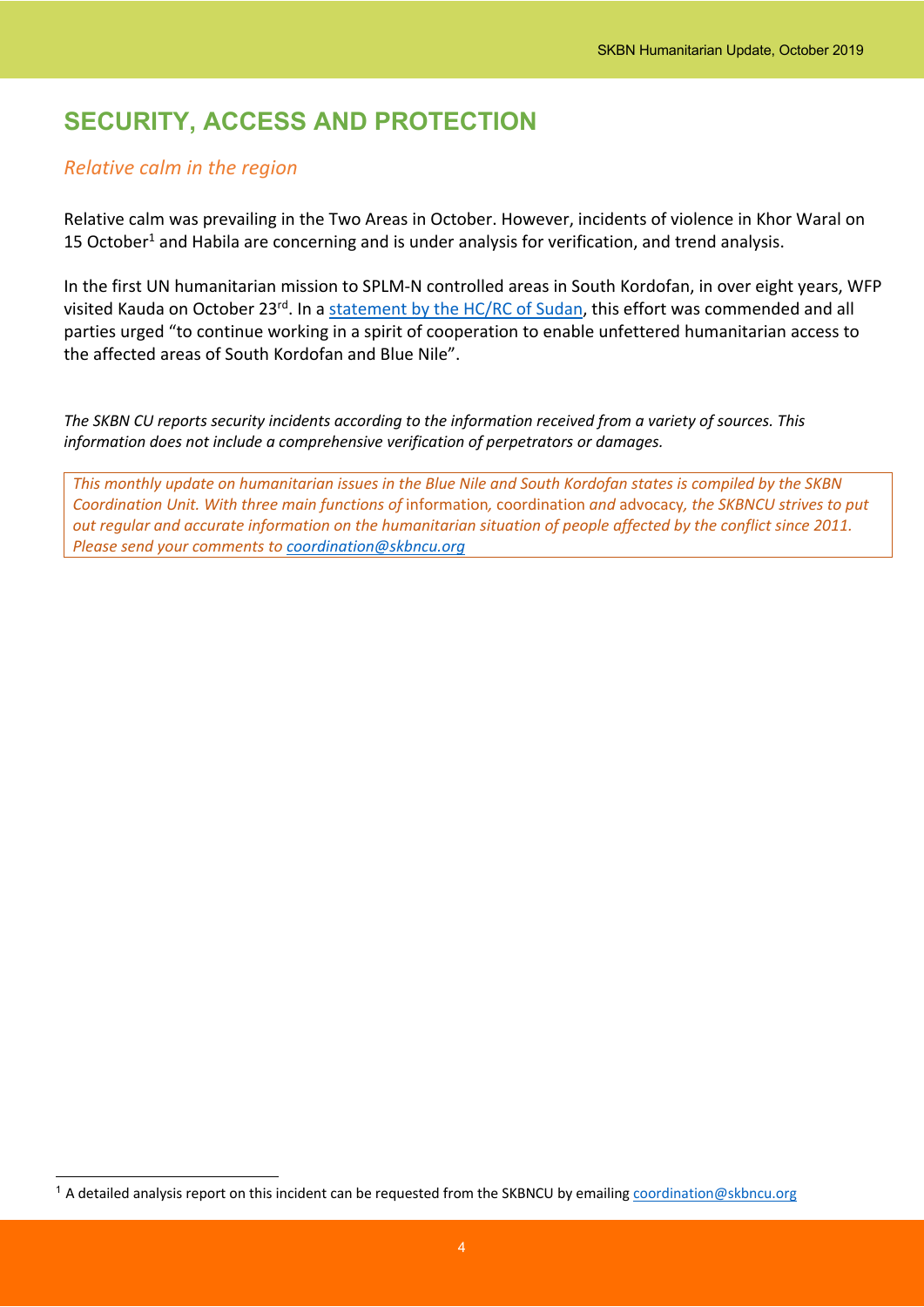## SECURITY, ACCESS AND PROTECTION

### *Relative calm in the region*

Relative calm was prevailing in the Two Areas in October. However, incidents of violence in Khor Waral on 15 October[1] and Habila are concerning and is under analysis for verification, and trend analysis.

In the first UN humanitarian mission to SPLM-N controlled areas in South Kordofan, in over eight years, WFP visited Kauda on October 23rd. In a statement by the HC/RC of Sudan, this effort was commended and all parties urged "to continue working in a spirit of cooperation to enable unfettered humanitarian access to the affected areas of South Kordofan and Blue Nile".

*The SKBN CU reports security incidents according to the information received from a variety of sources. This information does not include a comprehensive verification of perpetrators or damages.*

*This monthly update on humanitarian issues in the Blue Nile and South Kordofan states is compiled by the SKBN Coordination Unit. With three main functions of* information*,* coordination *and* advocacy*, the SKBNCU strives to put out regular and accurate information on the humanitarian situation of people affected by the conflict since 2011. Please send your comments to coordination@skbncu.org*

[1] A detailed analysis report on this incident can be requested from the SKBNCU by emailing coordination@skbncu.org